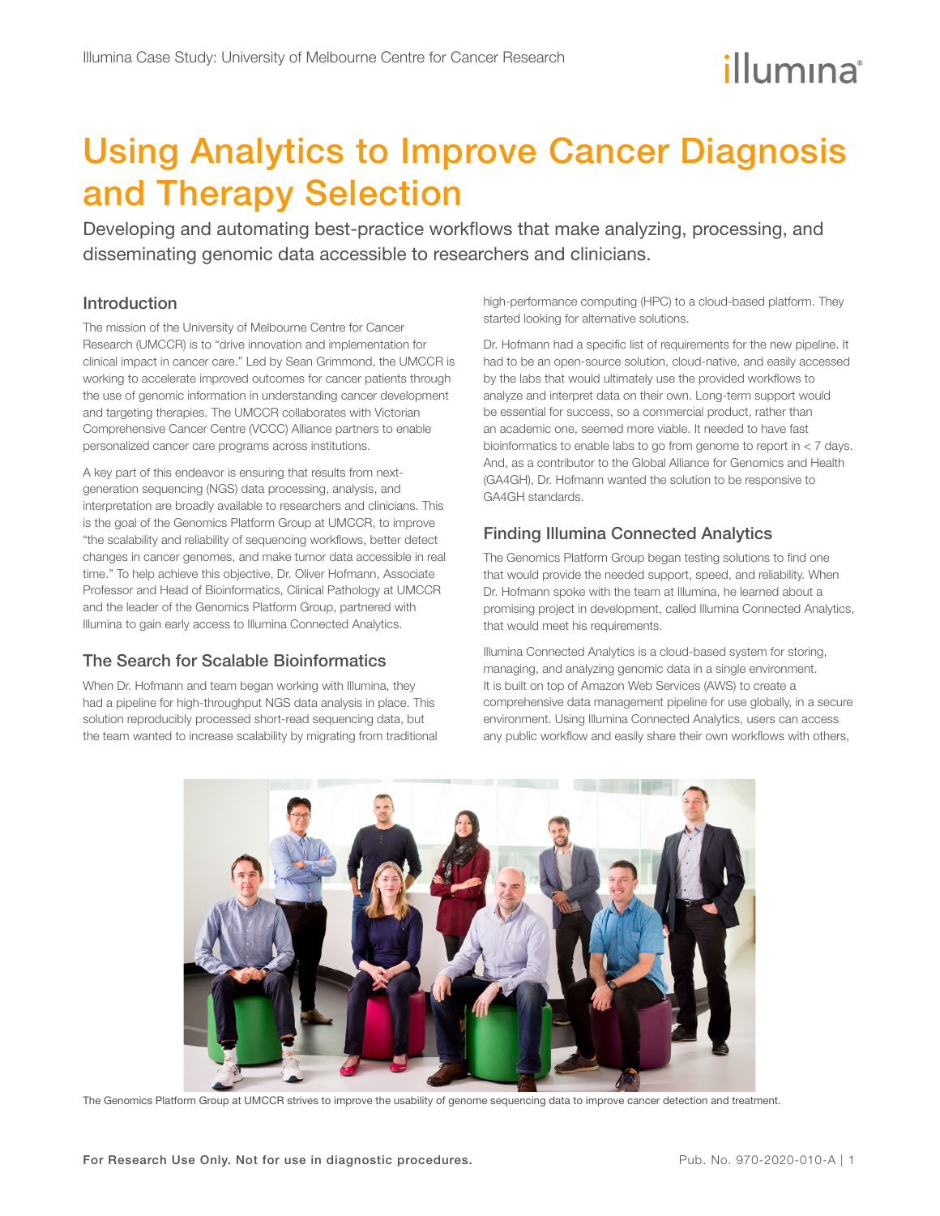# Using Analytics to Improve Cancer Diagnosis and Therapy Selection

Developing and automating best-practice workflows that make analyzing, processing, and disseminating genomic data accessible to researchers and clinicians.

## Introduction

The mission of the University of Melbourne Centre for Cancer Research (UMCCR) is to "drive innovation and implementation for clinical impact in cancer care." Led by Sean Grimmond, the UMCCR is working to accelerate improved outcomes for cancer patients through the use of genomic information in understanding cancer development and targeting therapies. The UMCCR collaborates with Victorian Comprehensive Cancer Centre (VCCC) Alliance partners to enable personalized cancer care programs across institutions.

A key part of this endeavor is ensuring that results from next-generation sequencing (NGS) data processing, analysis, and interpretation are broadly available to researchers and clinicians. This is the goal of the Genomics Platform Group at UMCCR, to improve "the scalability and reliability of sequencing workflows, better detect changes in cancer genomes, and make tumor data accessible in real time." To help achieve this objective, Dr. Oliver Hofmann, Associate Professor and Head of Bioinformatics, Clinical Pathology at UMCCR and the leader of the Genomics Platform Group, partnered with Illumina to gain early access to Illumina Connected Analytics.

## The Search for Scalable Bioinformatics

When Dr. Hofmann and team began working with Illumina, they had a pipeline for high-throughput NGS data analysis in place. This solution reproducibly processed short-read sequencing data, but the team wanted to increase scalability by migrating from traditional high-performance computing (HPC) to a cloud-based platform. They started looking for alternative solutions.

Dr. Hofmann had a specific list of requirements for the new pipeline. It had to be an open-source solution, cloud-native, and easily accessed by the labs that would ultimately use the provided workflows to analyze and interpret data on their own. Long-term support would be essential for success, so a commercial product, rather than an academic one, seemed more viable. It needed to have fast bioinformatics to enable labs to go from genome to report in < 7 days. And, as a contributor to the Global Alliance for Genomics and Health (GA4GH), Dr. Hofmann wanted the solution to be responsive to GA4GH standards.

## Finding Illumina Connected Analytics

The Genomics Platform Group began testing solutions to find one that would provide the needed support, speed, and reliability. When Dr. Hofmann spoke with the team at Illumina, he learned about a promising project in development, called Illumina Connected Analytics, that would meet his requirements.

Illumina Connected Analytics is a cloud-based system for storing, managing, and analyzing genomic data in a single environment. It is built on top of Amazon Web Services (AWS) to create a comprehensive data management pipeline for use globally, in a secure environment. Using Illumina Connected Analytics, users can access any public workflow and easily share their own workflows with others,

The Genomics Platform Group at UMCCR strives to improve the usability of genome sequencing data to improve cancer detection and treatment.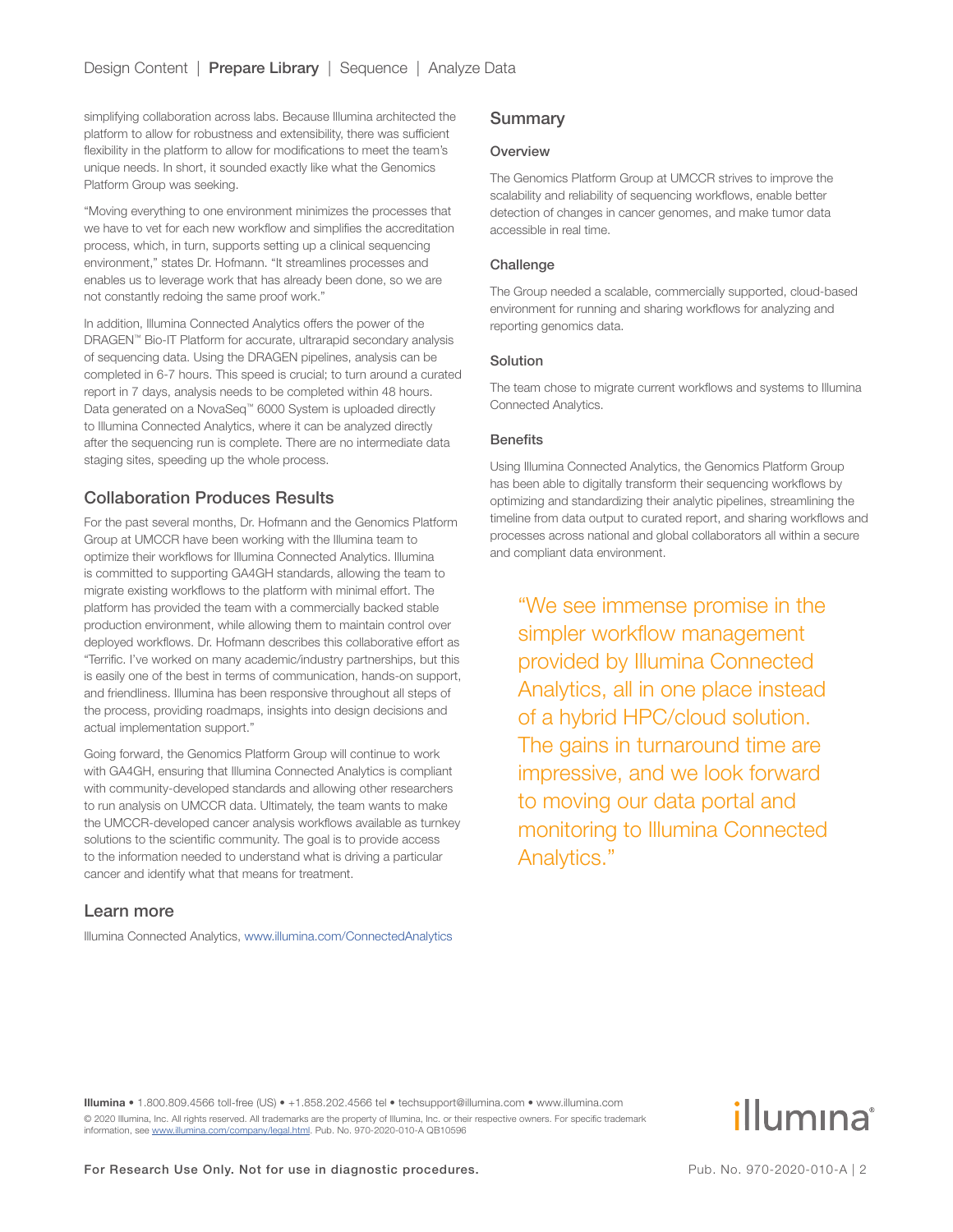simplifying collaboration across labs. Because Illumina architected the platform to allow for robustness and extensibility, there was sufficient flexibility in the platform to allow for modifications to meet the team's unique needs. In short, it sounded exactly like what the Genomics Platform Group was seeking.

"Moving everything to one environment minimizes the processes that we have to vet for each new workflow and simplifies the accreditation process, which, in turn, supports setting up a clinical sequencing environment," states Dr. Hofmann. "It streamlines processes and enables us to leverage work that has already been done, so we are not constantly redoing the same proof work."

In addition, Illumina Connected Analytics offers the power of the DRAGEN™ Bio-IT Platform for accurate, ultrarapid secondary analysis of sequencing data. Using the DRAGEN pipelines, analysis can be completed in 6-7 hours. This speed is crucial; to turn around a curated report in 7 days, analysis needs to be completed within 48 hours. Data generated on a NovaSeq™ 6000 System is uploaded directly to Illumina Connected Analytics, where it can be analyzed directly after the sequencing run is complete. There are no intermediate data staging sites, speeding up the whole process.

## Collaboration Produces Results

For the past several months, Dr. Hofmann and the Genomics Platform Group at UMCCR have been working with the Illumina team to optimize their workflows for Illumina Connected Analytics. Illumina is committed to supporting GA4GH standards, allowing the team to migrate existing workflows to the platform with minimal effort. The platform has provided the team with a commercially backed stable production environment, while allowing them to maintain control over deployed workflows. Dr. Hofmann describes this collaborative effort as "Terrific. I've worked on many academic/industry partnerships, but this is easily one of the best in terms of communication, hands-on support, and friendliness. Illumina has been responsive throughout all steps of the process, providing roadmaps, insights into design decisions and actual implementation support."

Going forward, the Genomics Platform Group will continue to work with GA4GH, ensuring that Illumina Connected Analytics is compliant with community-developed standards and allowing other researchers to run analysis on UMCCR data. Ultimately, the team wants to make the UMCCR-developed cancer analysis workflows available as turnkey solutions to the scientific community. The goal is to provide access to the information needed to understand what is driving a particular cancer and identify what that means for treatment.

## Learn more

Illumina Connected Analytics, www.illumina.com/ConnectedAnalytics

## Summary

### Overview

The Genomics Platform Group at UMCCR strives to improve the scalability and reliability of sequencing workflows, enable better detection of changes in cancer genomes, and make tumor data accessible in real time.

### Challenge

The Group needed a scalable, commercially supported, cloud-based environment for running and sharing workflows for analyzing and reporting genomics data.

### Solution

The team chose to migrate current workflows and systems to Illumina Connected Analytics.

### Benefits

Using Illumina Connected Analytics, the Genomics Platform Group has been able to digitally transform their sequencing workflows by optimizing and standardizing their analytic pipelines, streamlining the timeline from data output to curated report, and sharing workflows and processes across national and global collaborators all within a secure and compliant data environment.

> "We see immense promise in the simpler workflow management provided by Illumina Connected Analytics, all in one place instead of a hybrid HPC/cloud solution. The gains in turnaround time are impressive, and we look forward to moving our data portal and monitoring to Illumina Connected Analytics."

**Illumina** • 1.800.809.4566 toll-free (US) • +1.858.202.4566 tel • techsupport@illumina.com • www.illumina.com

© 2020 Illumina, Inc. All rights reserved. All trademarks are the property of Illumina, Inc. or their respective owners. For specific trademark information, see www.illumina.com/company/legal.html. Pub. No. 970-2020-010-A QB10596

For Research Use Only. Not for use in diagnostic procedures.